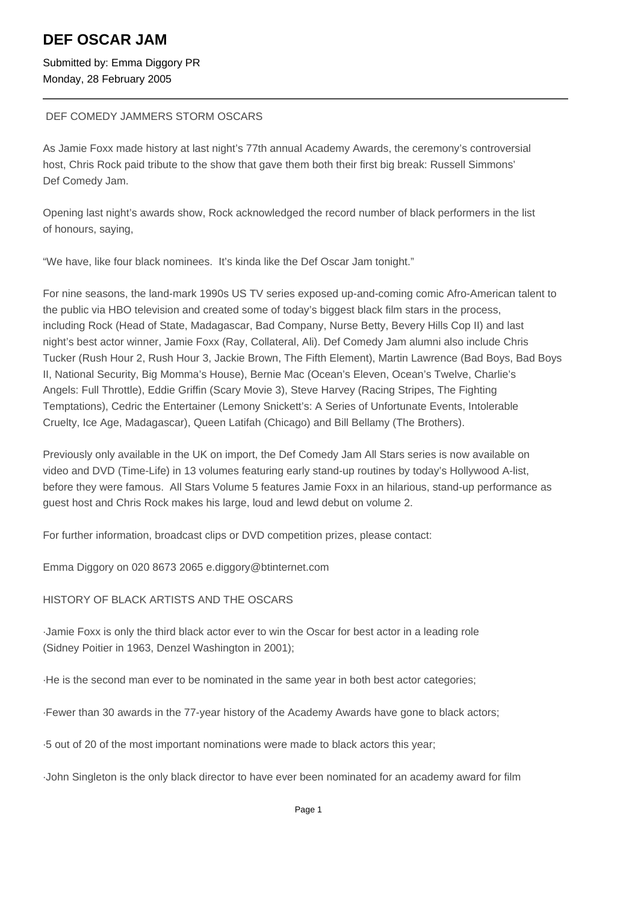# DEF OSCAR JAM

Submitted by: Emma Diggory PR
Monday, 28 February 2005

---

DEF COMEDY JAMMERS STORM OSCARS

As Jamie Foxx made history at last night's 77th annual Academy Awards, the ceremony's controversial host, Chris Rock paid tribute to the show that gave them both their first big break: Russell Simmons' Def Comedy Jam.

Opening last night's awards show, Rock acknowledged the record number of black performers in the list of honours, saying,

"We have, like four black nominees. It's kinda like the Def Oscar Jam tonight."

For nine seasons, the land-mark 1990s US TV series exposed up-and-coming comic Afro-American talent to the public via HBO television and created some of today's biggest black film stars in the process, including Rock (Head of State, Madagascar, Bad Company, Nurse Betty, Bevery Hills Cop II) and last night's best actor winner, Jamie Foxx (Ray, Collateral, Ali). Def Comedy Jam alumni also include Chris Tucker (Rush Hour 2, Rush Hour 3, Jackie Brown, The Fifth Element), Martin Lawrence (Bad Boys, Bad Boys II, National Security, Big Momma's House), Bernie Mac (Ocean's Eleven, Ocean's Twelve, Charlie's Angels: Full Throttle), Eddie Griffin (Scary Movie 3), Steve Harvey (Racing Stripes, The Fighting Temptations), Cedric the Entertainer (Lemony Snickett's: A Series of Unfortunate Events, Intolerable Cruelty, Ice Age, Madagascar), Queen Latifah (Chicago) and Bill Bellamy (The Brothers).

Previously only available in the UK on import, the Def Comedy Jam All Stars series is now available on video and DVD (Time-Life) in 13 volumes featuring early stand-up routines by today's Hollywood A-list, before they were famous. All Stars Volume 5 features Jamie Foxx in an hilarious, stand-up performance as guest host and Chris Rock makes his large, loud and lewd debut on volume 2.

For further information, broadcast clips or DVD competition prizes, please contact:

Emma Diggory on 020 8673 2065 e.diggory@btinternet.com

HISTORY OF BLACK ARTISTS AND THE OSCARS

·Jamie Foxx is only the third black actor ever to win the Oscar for best actor in a leading role (Sidney Poitier in 1963, Denzel Washington in 2001);

·He is the second man ever to be nominated in the same year in both best actor categories;

·Fewer than 30 awards in the 77-year history of the Academy Awards have gone to black actors;

·5 out of 20 of the most important nominations were made to black actors this year;

·John Singleton is the only black director to have ever been nominated for an academy award for film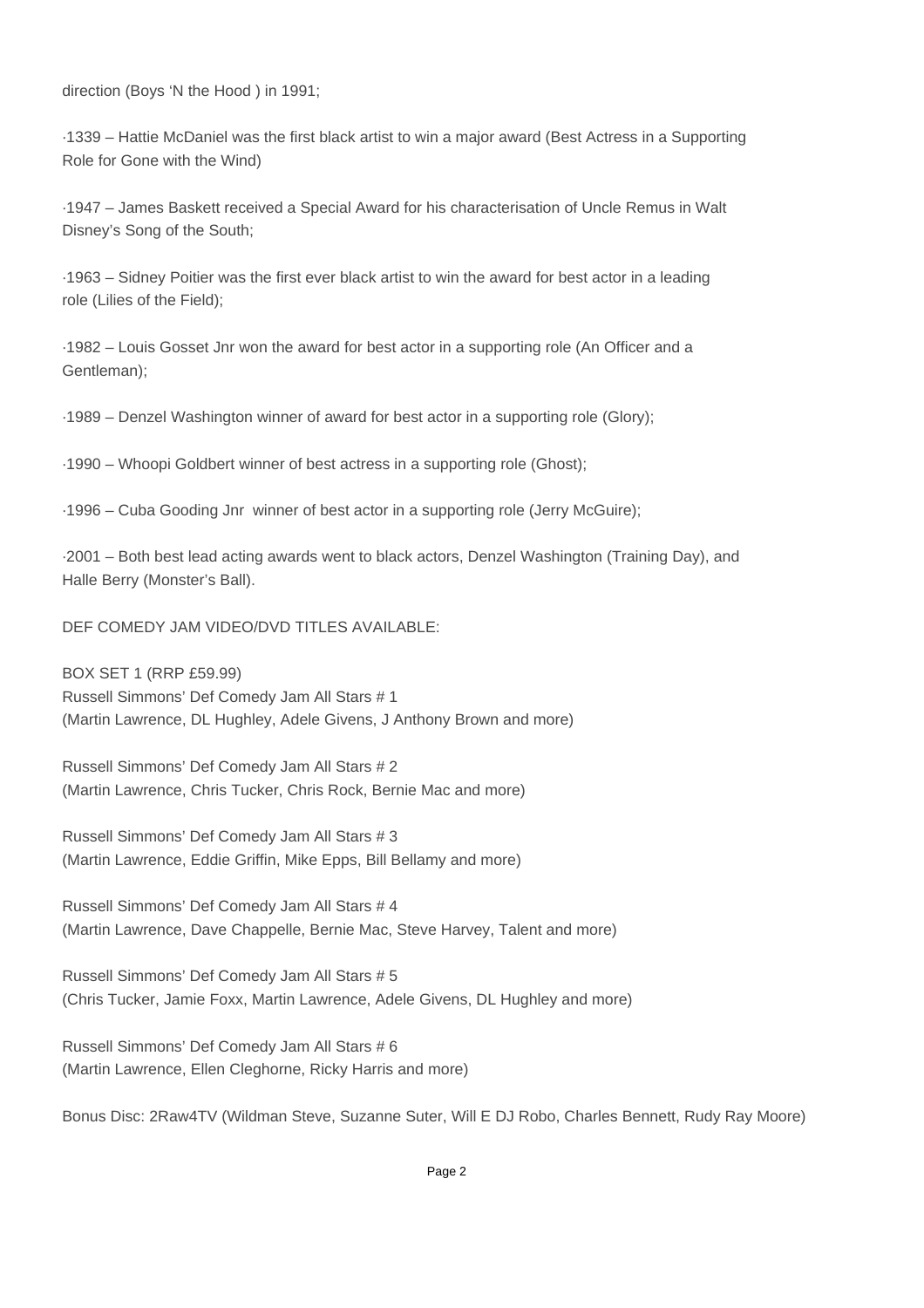direction (Boys ‘N the Hood ) in 1991;

·1339 – Hattie McDaniel was the first black artist to win a major award (Best Actress in a Supporting Role for Gone with the Wind)

·1947 – James Baskett received a Special Award for his characterisation of Uncle Remus in Walt Disney’s Song of the South;

·1963 – Sidney Poitier was the first ever black artist to win the award for best actor in a leading role (Lilies of the Field);

·1982 – Louis Gosset Jnr won the award for best actor in a supporting role (An Officer and a Gentleman);

·1989 – Denzel Washington winner of award for best actor in a supporting role (Glory);

·1990 – Whoopi Goldbert winner of best actress in a supporting role (Ghost);

·1996 – Cuba Gooding Jnr  winner of best actor in a supporting role (Jerry McGuire);

·2001 – Both best lead acting awards went to black actors, Denzel Washington (Training Day), and Halle Berry (Monster’s Ball).

DEF COMEDY JAM VIDEO/DVD TITLES AVAILABLE:

BOX SET 1 (RRP £59.99)
Russell Simmons’ Def Comedy Jam All Stars # 1
(Martin Lawrence, DL Hughley, Adele Givens, J Anthony Brown and more)

Russell Simmons’ Def Comedy Jam All Stars # 2
(Martin Lawrence, Chris Tucker, Chris Rock, Bernie Mac and more)

Russell Simmons’ Def Comedy Jam All Stars # 3
(Martin Lawrence, Eddie Griffin, Mike Epps, Bill Bellamy and more)

Russell Simmons’ Def Comedy Jam All Stars # 4
(Martin Lawrence, Dave Chappelle, Bernie Mac, Steve Harvey, Talent and more)

Russell Simmons’ Def Comedy Jam All Stars # 5
(Chris Tucker, Jamie Foxx, Martin Lawrence, Adele Givens, DL Hughley and more)

Russell Simmons’ Def Comedy Jam All Stars # 6
(Martin Lawrence, Ellen Cleghorne, Ricky Harris and more)

Bonus Disc: 2Raw4TV (Wildman Steve, Suzanne Suter, Will E DJ Robo, Charles Bennett, Rudy Ray Moore)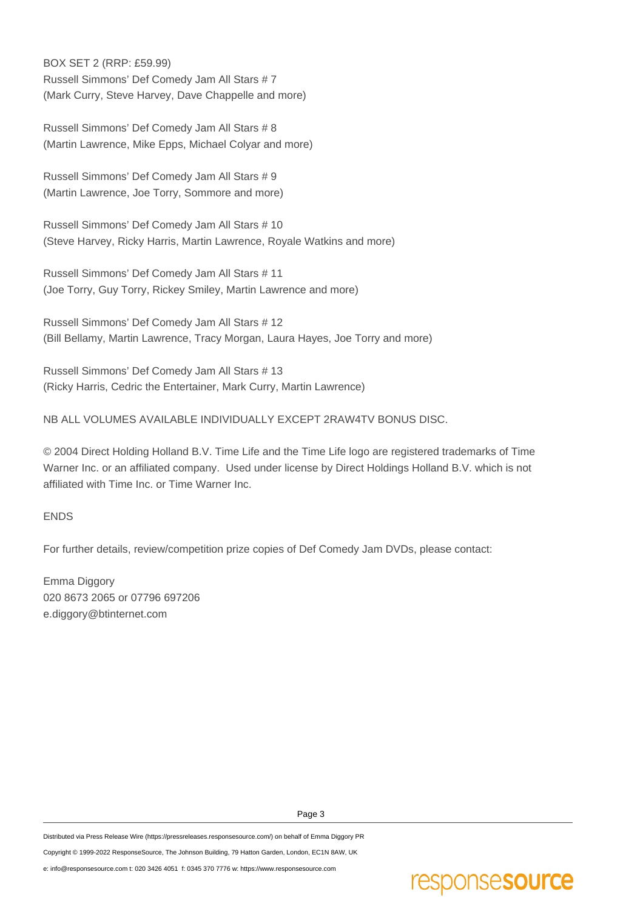BOX SET 2 (RRP: £59.99)
Russell Simmons' Def Comedy Jam All Stars # 7
(Mark Curry, Steve Harvey, Dave Chappelle and more)

Russell Simmons' Def Comedy Jam All Stars # 8
(Martin Lawrence, Mike Epps, Michael Colyar and more)

Russell Simmons' Def Comedy Jam All Stars # 9
(Martin Lawrence, Joe Torry, Sommore and more)

Russell Simmons' Def Comedy Jam All Stars # 10
(Steve Harvey, Ricky Harris, Martin Lawrence, Royale Watkins and more)

Russell Simmons' Def Comedy Jam All Stars # 11
(Joe Torry, Guy Torry, Rickey Smiley, Martin Lawrence and more)

Russell Simmons' Def Comedy Jam All Stars # 12
(Bill Bellamy, Martin Lawrence, Tracy Morgan, Laura Hayes, Joe Torry and more)

Russell Simmons' Def Comedy Jam All Stars # 13
(Ricky Harris, Cedric the Entertainer, Mark Curry, Martin Lawrence)

NB ALL VOLUMES AVAILABLE INDIVIDUALLY EXCEPT 2RAW4TV BONUS DISC.

© 2004 Direct Holding Holland B.V. Time Life and the Time Life logo are registered trademarks of Time Warner Inc. or an affiliated company. Used under license by Direct Holdings Holland B.V. which is not affiliated with Time Inc. or Time Warner Inc.

ENDS

For further details, review/competition prize copies of Def Comedy Jam DVDs, please contact:

Emma Diggory
020 8673 2065 or 07796 697206
e.diggory@btinternet.com

Distributed via Press Release Wire (https://pressreleases.responsesource.com/) on behalf of Emma Diggory PR

Copyright © 1999-2022 ResponseSource, The Johnson Building, 79 Hatton Garden, London, EC1N 8AW, UK

e: info@responsesource.com t: 020 3426 4051 f: 0345 370 7776 w: https://www.responsesource.com